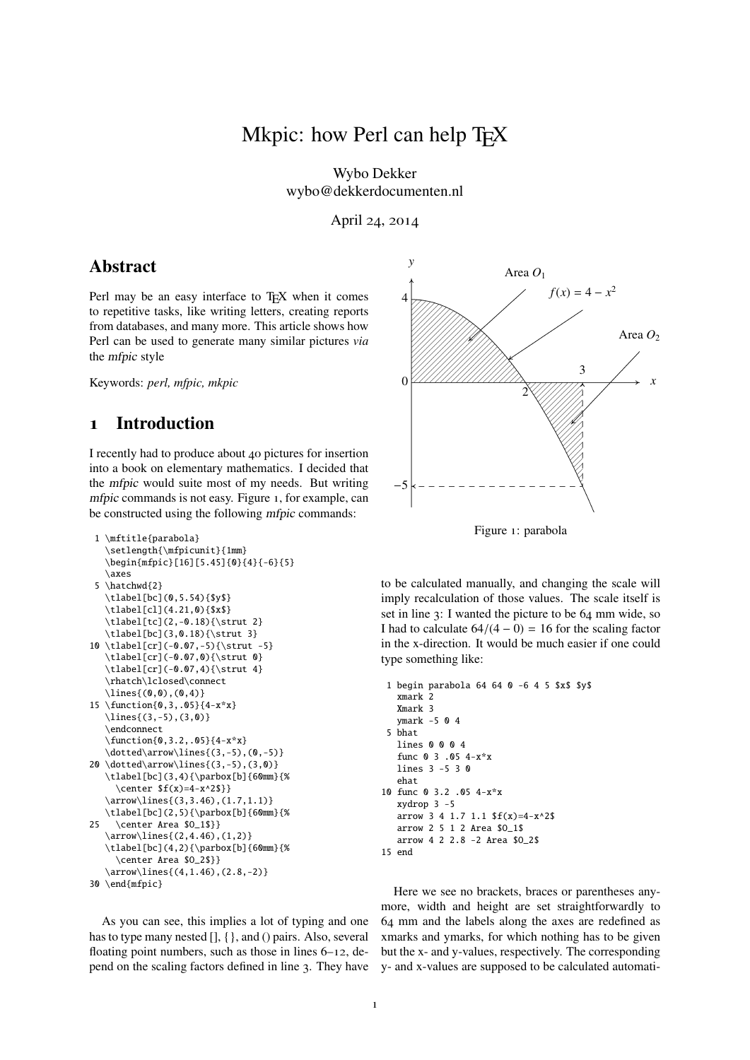# Mkpic: how Perl can help TEX

Wybo Dekker
wybo@dekkerdocumenten.nl

April 24, 2014

## Abstract

Perl may be an easy interface to TEX when it comes to repetitive tasks, like writing letters, creating reports from databases, and many more. This article shows how Perl can be used to generate many similar pictures *via* the mfpic style

Keywords: *perl, mfpic, mkpic*

## 1 Introduction

I recently had to produce about 40 pictures for insertion into a book on elementary mathematics. I decided that the mfpic would suite most of my needs. But writing mfpic commands is not easy. Figure 1, for example, can be constructed using the following mfpic commands:

```
 1 \mftitle{parabola}
   \setlength{\mfpicunit}{1mm}
   \begin{mfpic}[16][5.45]{0}{4}{-6}{5}
   \axes
 5 \hatchwd{2}
   \tlabel[bc](0,5.54){$y$}
   \tlabel[cl](4.21,0){$x$}
   \tlabel[tc](2,-0.18){\strut 2}
   \tlabel[bc](3,0.18){\strut 3}
10 \tlabel[cr](-0.07,-5){\strut -5}
   \tlabel[cr](-0.07,0){\strut 0}
   \tlabel[cr](-0.07,4){\strut 4}
   \rhatch\lclosed\connect
   \lines{(0,0),(0,4)}
15 \function{0,3,.05}{4-x*x}
   \lines{(3,-5),(3,0)}
   \endconnect
   \function{0,3.2,.05}{4-x*x}
   \dotted\arrow\lines{(3,-5),(0,-5)}
20 \dotted\arrow\lines{(3,-5),(3,0)}
   \tlabel[bc](3,4){\parbox[b]{60mm}{%
     \center $f(x)=4-x^2$}}
   \arrow\lines{(3,3.46),(1.7,1.1)}
   \tlabel[bc](2,5){\parbox[b]{60mm}{%
25   \center Area $O_1$}}
   \arrow\lines{(2,4.46),(1,2)}
   \tlabel[bc](4,2){\parbox[b]{60mm}{%
     \center Area $O_2$}}
   \arrow\lines{(4,1.46),(2.8,-2)}
30 \end{mfpic}
```

As you can see, this implies a lot of typing and one has to type many nested [], {}, and () pairs. Also, several floating point numbers, such as those in lines 6–12, depend on the scaling factors defined in line 3. They have to be calculated manually, and changing the scale will imply recalculation of those values. The scale itself is set in line 3: I wanted the picture to be 64 mm wide, so I had to calculate $64/(4-0) = 16$ for the scaling factor in the x-direction. It would be much easier if one could type something like:

Figure 1: parabola

```
 1 begin parabola 64 64 0 -6 4 5 $x$ $y$
   xmark 2
   Xmark 3
   ymark -5 0 4
 5 bhat
   lines 0 0 0 4
   func 0 3 .05 4-x*x
   lines 3 -5 3 0
   ehat
10 func 0 3.2 .05 4-x*x
   xydrop 3 -5
   arrow 3 4 1.7 1.1 $f(x)=4-x^2$
   arrow 2 5 1 2 Area $O_1$
   arrow 4 2 2.8 -2 Area $O_2$
15 end
```

Here we see no brackets, braces or parentheses anymore, width and height are set straightforwardly to 64 mm and the labels along the axes are redefined as xmarks and ymarks, for which nothing has to be given but the x- and y-values, respectively. The corresponding y- and x-values are supposed to be calculated automati-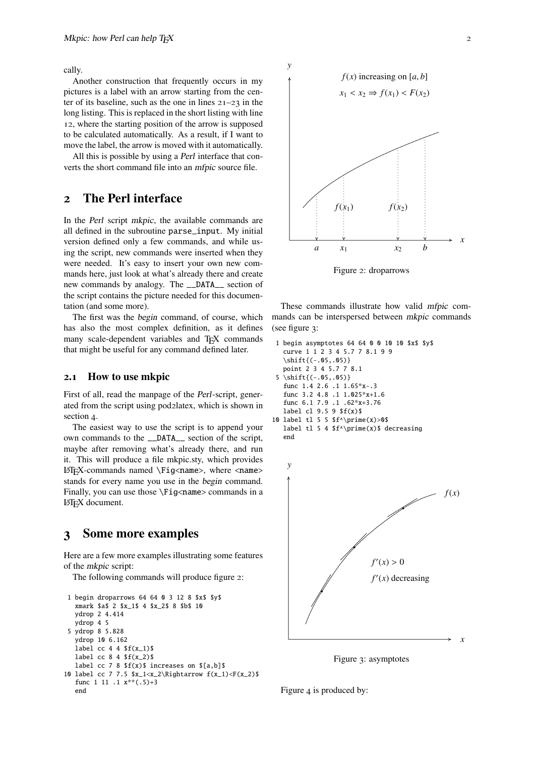cally.

Another construction that frequently occurs in my pictures is a label with an arrow starting from the center of its baseline, such as the one in lines 21–23 in the long listing. This is replaced in the short listing with line 12, where the starting position of the arrow is supposed to be calculated automatically. As a result, if I want to move the label, the arrow is moved with it automatically.

All this is possible by using a *Perl* interface that converts the short command file into an *mfpic* source file.

## 2 The Perl interface

In the *Perl* script *mkpic*, the available commands are all defined in the subroutine `parse_input`. My initial version defined only a few commands, and while using the script, new commands were inserted when they were needed. It's easy to insert your own new commands here, just look at what's already there and create new commands by analogy. The `__DATA__` section of the script contains the picture needed for this documentation (and some more).

The first was the *begin* command, of course, which has also the most complex definition, as it defines many scale-dependent variables and TeX commands that might be useful for any command defined later.

### 2.1 How to use mkpic

First of all, read the manpage of the *Perl*-script, generated from the script using pod2latex, which is shown in section 4.

The easiest way to use the script is to append your own commands to the `__DATA__` section of the script, maybe after removing what's already there, and run it. This will produce a file mkpic.sty, which provides LaTeX-commands named `\Fig<name>`, where `<name>` stands for every name you use in the *begin* command. Finally, you can use those `\Fig<name>` commands in a LaTeX document.

## 3 Some more examples

Here are a few more examples illustrating some features of the *mkpic* script:

The following commands will produce figure 2:

```
 1 begin droparrows 64 64 0 3 12 8 $x$ $y$
   xmark $a$ 2 $x_1$ 4 $x_2$ 8 $b$ 10
   ydrop 2 4.414
   ydrop 4 5
 5 ydrop 8 5.828
   ydrop 10 6.162
   label cc 4 4 $f(x_1)$
   label cc 8 4 $f(x_2)$
   label cc 7 8 $f(x)$ increases on $[a,b]$
10 label cc 7 7.5 $x_1<x_2\Rightarrow f(x_1)<F(x_2)$
   func 1 11 .1 x**(.5)+3
   end
```

Figure 2: droparrows

These commands illustrate how valid *mfpic* commands can be interspersed between *mkpic* commands (see figure 3:

```
 1 begin asymptotes 64 64 0 0 10 10 $x$ $y$
   curve 1 1 2 3 4 5.7 7 8.1 9 9
   \shift{(-.05,.05)}
   point 2 3 4 5.7 7 8.1
 5 \shift{(-.05,.05)}
   func 1.4 2.6 .1 1.65*x-.3
   func 3.2 4.8 .1 1.025*x+1.6
   func 6.1 7.9 .1 .62*x+3.76
   label cl 9.5 9 $f(x)$
10 label tl 5 5 $f^\prime(x)>0$
   label tl 5 4 $f^\prime(x)$ decreasing
   end
```

Figure 3: asymptotes

Figure 4 is produced by: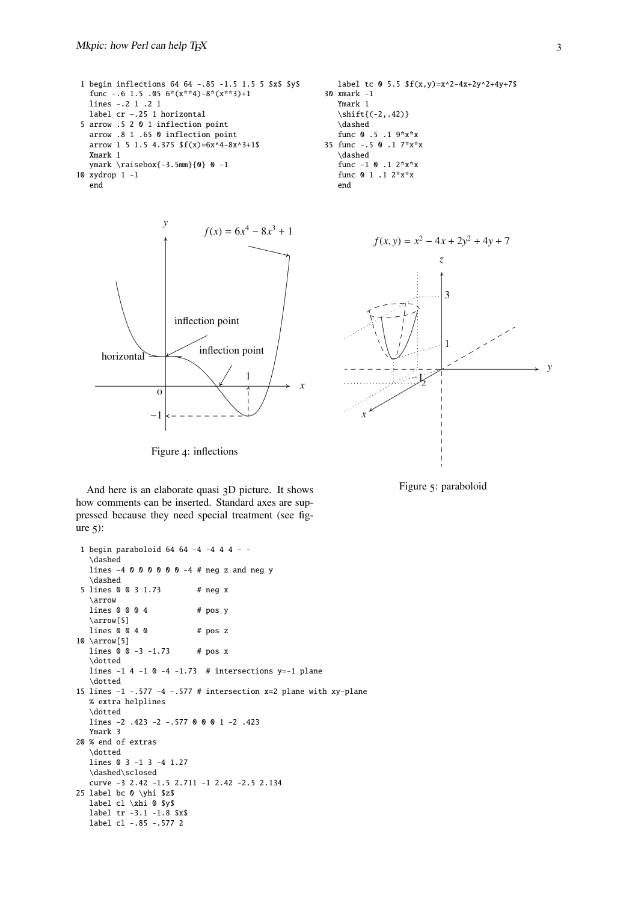```
 1 begin inflections 64 64 -.85 -1.5 1.5 5 $x$ $y$
   func -.6 1.5 .05 6*(x**4)-8*(x**3)+1
   lines -.2 1 .2 1
   label cr -.25 1 horizontal
 5 arrow .5 2 0 1 inflection point
   arrow .8 1 .65 0 inflection point
   arrow 1 5 1.5 4.375 $f(x)=6x^4-8x^3+1$
   Xmark 1
   ymark \raisebox{-3.5mm}{0} 0 -1
10 xydrop 1 -1
   end
```

```
   label tc 0 5.5 $f(x,y)=x^2-4x+2y^2+4y+7$
30 xmark -1
   Ymark 1
   \shift{(-2,.42)}
   \dashed
   func 0 .5 .1 9*x*x
35 func -.5 0 .1 7*x*x
   \dashed
   func -1 0 .1 2*x*x
   func 0 1 .1 2*x*x
   end
```

Figure 4: inflections

Figure 5: paraboloid

And here is an elaborate quasi 3D picture. It shows how comments can be inserted. Standard axes are suppressed because they need special treatment (see figure 5):

```
 1 begin paraboloid 64 64 -4 -4 4 4 - -
   \dashed
   lines -4 0 0 0 0 0 0 -4 # neg z and neg y
   \dashed
 5 lines 0 0 3 1.73         # neg x
   \arrow
   lines 0 0 0 4            # pos y
   \arrow[5]
   lines 0 0 4 0            # pos z
10 \arrow[5]
   lines 0 0 -3 -1.73       # pos x
   \dotted
   lines -1 4 -1 0 -4 -1.73  # intersections y=-1 plane
   \dotted
15 lines -1 -.577 -4 -.577 # intersection x=2 plane with xy-plane
   % extra helplines
   \dotted
   lines -2 .423 -2 -.577 0 0 0 1 -2 .423
   Ymark 3
20 % end of extras
   \dotted
   lines 0 3 -1 3 -4 1.27
   \dashed\sclosed
   curve -3 2.42 -1.5 2.711 -1 2.42 -2.5 2.134
25 label bc 0 \yhi $z$
   label cl \xhi 0 $y$
   label tr -3.1 -1.8 $x$
   label cl -.85 -.577 2
```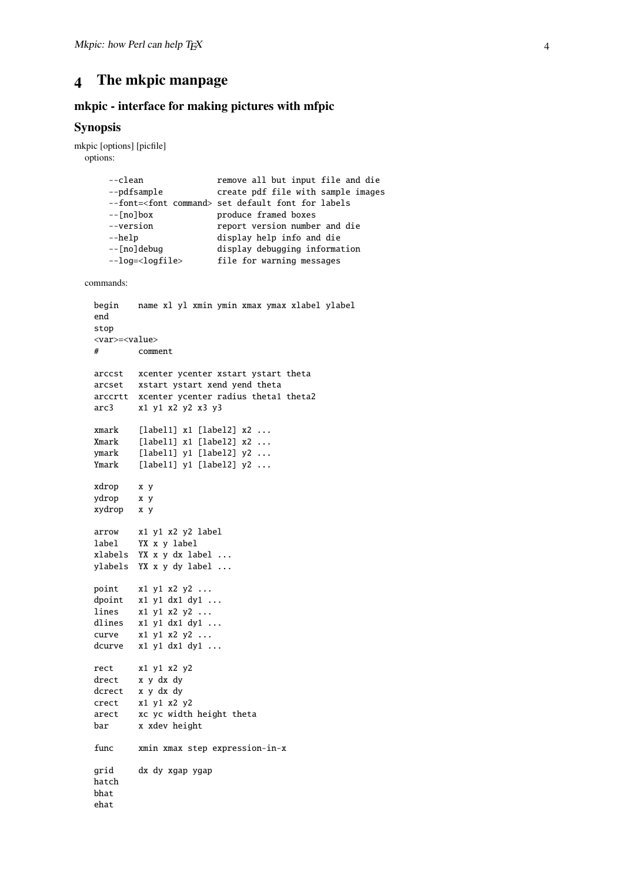## 4 The mkpic manpage

### mkpic - interface for making pictures with mfpic

### Synopsis

mkpic [options] [picfile]

options:

```
--clean              remove all but input file and die
--pdfsample          create pdf file with sample images
--font=<font command> set default font for labels
--[no]box            produce framed boxes
--version            report version number and die
--help               display help info and die
--[no]debug          display debugging information
--log=<logfile>      file for warning messages
```

commands:

```
begin    name xl yl xmin ymin xmax ymax xlabel ylabel
end
stop
<var>=<value>
#        comment

arccst   xcenter ycenter xstart ystart theta
arcset   xstart ystart xend yend theta
arccrtt  xcenter ycenter radius theta1 theta2
arc3     x1 y1 x2 y2 x3 y3

xmark    [label1] x1 [label2] x2 ...
Xmark    [label1] x1 [label2] x2 ...
ymark    [label1] y1 [label2] y2 ...
Ymark    [label1] y1 [label2] y2 ...

xdrop    x y
ydrop    x y
xydrop   x y

arrow    x1 y1 x2 y2 label
label    YX x y label
xlabels  YX x y dx label ...
ylabels  YX x y dy label ...

point    x1 y1 x2 y2 ...
dpoint   x1 y1 dx1 dy1 ...
lines    x1 y1 x2 y2 ...
dlines   x1 y1 dx1 dy1 ...
curve    x1 y1 x2 y2 ...
dcurve   x1 y1 dx1 dy1 ...

rect     x1 y1 x2 y2
drect    x y dx dy
dcrect   x y dx dy
crect    x1 y1 x2 y2
arect    xc yc width height theta
bar      x xdev height

func     xmin xmax step expression-in-x

grid     dx dy xgap ygap
hatch
bhat
ehat
```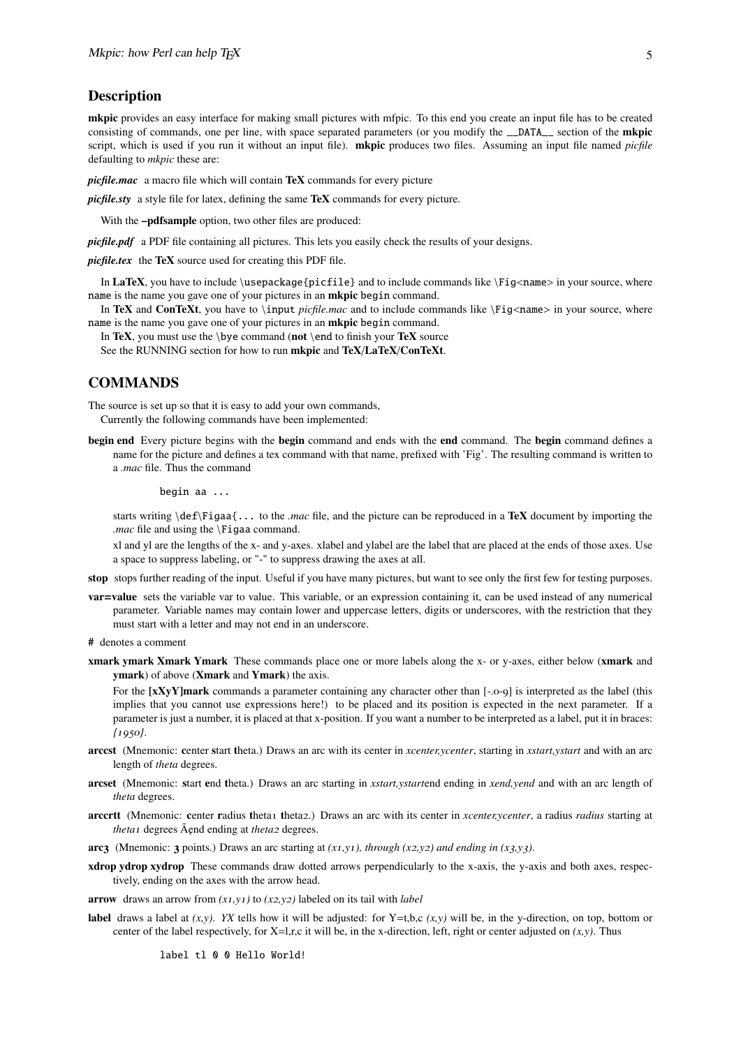## Description

**mkpic** provides an easy interface for making small pictures with mfpic. To this end you create an input file has to be created consisting of commands, one per line, with space separated parameters (or you modify the `__DATA__` section of the **mkpic** script, which is used if you run it without an input file). **mkpic** produces two files. Assuming an input file named *picfile* defaulting to *mkpic* these are:

***picfile.mac*** a macro file which will contain **TeX** commands for every picture

***picfile.sty*** a style file for latex, defining the same **TeX** commands for every picture.

With the **–pdfsample** option, two other files are produced:

***picfile.pdf*** a PDF file containing all pictures. This lets you easily check the results of your designs.

***picfile.tex*** the **TeX** source used for creating this PDF file.

In **LaTeX**, you have to include `\usepackage{picfile}` and to include commands like `\Fig<name>` in your source, where `name` is the name you gave one of your pictures in an **mkpic** `begin` command.

In **TeX** and **ConTeXt**, you have to `\input` *picfile.mac* and to include commands like `\Fig<name>` in your source, where `name` is the name you gave one of your pictures in an **mkpic** `begin` command.

In **TeX**, you must use the `\bye` command (**not** `\end` to finish your **TeX** source

See the RUNNING section for how to run **mkpic** and **TeX/LaTeX/ConTeXt**.

## COMMANDS

The source is set up so that it is easy to add your own commands,

Currently the following commands have been implemented:

**begin end** Every picture begins with the **begin** command and ends with the **end** command. The **begin** command defines a name for the picture and defines a tex command with that name, prefixed with 'Fig'. The resulting command is written to a *.mac* file. Thus the command

```
begin aa ...
```

starts writing `\def\Figaa{...` to the *.mac* file, and the picture can be reproduced in a **TeX** document by importing the *.mac* file and using the `\Figaa` command.

xl and yl are the lengths of the x- and y-axes. xlabel and ylabel are the label that are placed at the ends of those axes. Use a space to suppress labeling, or "-" to suppress drawing the axes at all.

**stop** stops further reading of the input. Useful if you have many pictures, but want to see only the first few for testing purposes.

**var=value** sets the variable var to value. This variable, or an expression containing it, can be used instead of any numerical parameter. Variable names may contain lower and uppercase letters, digits or underscores, with the restriction that they must start with a letter and may not end in an underscore.

**#** denotes a comment

**xmark ymark Xmark Ymark** These commands place one or more labels along the x- or y-axes, either below (**xmark** and **ymark**) of above (**Xmark** and **Ymark**) the axis.

For the **[xXyY]mark** commands a parameter containing any character other than [-.0-9] is interpreted as the label (this implies that you cannot use expressions here!) to be placed and its position is expected in the next parameter. If a parameter is just a number, it is placed at that x-position. If you want a number to be interpreted as a label, put it in braces: *{1950}*.

**arccst** (Mnemonic: **c**enter **s**tart **t**heta.) Draws an arc with its center in *xcenter,ycenter*, starting in *xstart,ystart* and with an arc length of *theta* degrees.

**arcset** (Mnemonic: **s**tart **e**nd **t**heta.) Draws an arc starting in *xstart,ystart*end ending in *xend,yend* and with an arc length of *theta* degrees.

**arccrtt** (Mnemonic: **c**enter **r**adius **t**heta1 **t**heta2.) Draws an arc with its center in *xcenter,ycenter*, a radius *radius* starting at *theta1* degrees Ãęnd ending at *theta2* degrees.

**arc3** (Mnemonic: **3** points.) Draws an arc starting at *(x1,y1), through (x2,y2) and ending in (x3,y3)*.

**xdrop ydrop xydrop** These commands draw dotted arrows perpendicularly to the x-axis, the y-axis and both axes, respectively, ending on the axes with the arrow head.

**arrow** draws an arrow from *(x1,y1)* to *(x2,y2)* labeled on its tail with *label*

**label** draws a label at *(x,y)*. *YX* tells how it will be adjusted: for Y=t,b,c *(x,y)* will be, in the y-direction, on top, bottom or center of the label respectively, for X=l,r,c it will be, in the x-direction, left, right or center adjusted on *(x,y)*. Thus

```
label tl 0 0 Hello World!
```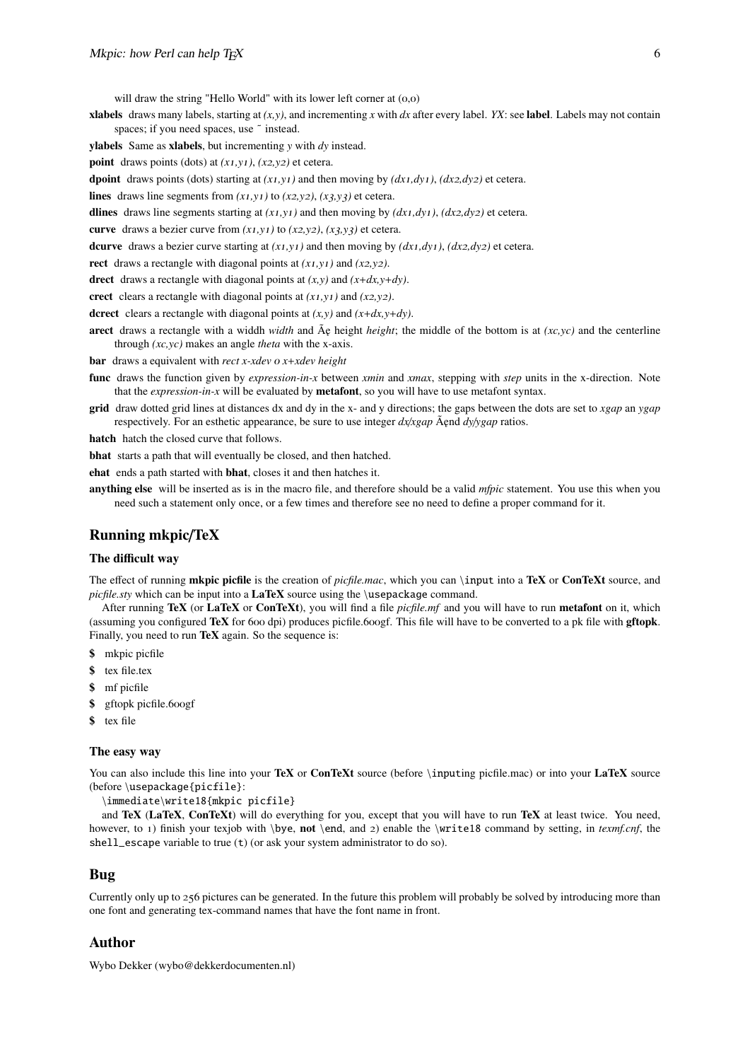will draw the string "Hello World" with its lower left corner at (0,0)

**xlabels** draws many labels, starting at *(x,y)*, and incrementing *x* with *dx* after every label. *YX*: see **label**. Labels may not contain spaces; if you need spaces, use ˜ instead.

**ylabels** Same as **xlabels**, but incrementing *y* with *dy* instead.

**point** draws points (dots) at *(x1,y1)*, *(x2,y2)* et cetera.

**dpoint** draws points (dots) starting at *(x1,y1)* and then moving by *(dx1,dy1)*, *(dx2,dy2)* et cetera.

**lines** draws line segments from *(x1,y1)* to *(x2,y2)*, *(x3,y3)* et cetera.

**dlines** draws line segments starting at *(x1,y1)* and then moving by *(dx1,dy1)*, *(dx2,dy2)* et cetera.

**curve** draws a bezier curve from *(x1,y1)* to *(x2,y2)*, *(x3,y3)* et cetera.

**dcurve** draws a bezier curve starting at *(x1,y1)* and then moving by *(dx1,dy1)*, *(dx2,dy2)* et cetera.

**rect** draws a rectangle with diagonal points at *(x1,y1)* and *(x2,y2)*.

**drect** draws a rectangle with diagonal points at *(x,y)* and *(x+dx,y+dy)*.

**crect** clears a rectangle with diagonal points at *(x1,y1)* and *(x2,y2)*.

**dcrect** clears a rectangle with diagonal points at *(x,y)* and *(x+dx,y+dy)*.

**arect** draws a rectangle with a widdh *width* and Ãę height *height*; the middle of the bottom is at *(xc,yc)* and the centerline through *(xc,yc)* makes an angle *theta* with the x-axis.

**bar** draws a equivalent with *rect x-xdev 0 x+xdev height*

**func** draws the function given by *expression-in-x* between *xmin* and *xmax*, stepping with *step* units in the x-direction. Note that the *expression-in-x* will be evaluated by **metafont**, so you will have to use metafont syntax.

**grid** draw dotted grid lines at distances dx and dy in the x- and y directions; the gaps between the dots are set to *xgap* an *ygap* respectively. For an esthetic appearance, be sure to use integer *dx/xgap* Ãęnd *dy/ygap* ratios.

**hatch** hatch the closed curve that follows.

**bhat** starts a path that will eventually be closed, and then hatched.

**ehat** ends a path started with **bhat**, closes it and then hatches it.

**anything else** will be inserted as is in the macro file, and therefore should be a valid *mfpic* statement. You use this when you need such a statement only once, or a few times and therefore see no need to define a proper command for it.

## Running mkpic/TeX

### The difficult way

The effect of running **mkpic picfile** is the creation of *picfile.mac*, which you can \input into a **TeX** or **ConTeXt** source, and *picfile.sty* which can be input into a **LaTeX** source using the \usepackage command.

After running **TeX** (or **LaTeX** or **ConTeXt**), you will find a file *picfile.mf* and you will have to run **metafont** on it, which (assuming you configured **TeX** for 600 dpi) produces picfile.600gf. This file will have to be converted to a pk file with **gftopk**. Finally, you need to run **TeX** again. So the sequence is:

```
$ mkpic picfile
$ tex file.tex
$ mf picfile
$ gftopk picfile.600gf
$ tex file
```

### The easy way

You can also include this line into your **TeX** or **ConTeXt** source (before \inputing picfile.mac) or into your **LaTeX** source (before \usepackage{picfile}:

```
\immediate\write18{mkpic picfile}
```

and **TeX** (**LaTeX**, **ConTeXt**) will do everything for you, except that you will have to run **TeX** at least twice. You need, however, to 1) finish your texjob with \bye, **not** \end, and 2) enable the \write18 command by setting, in *texmf.cnf*, the `shell_escape` variable to true (`t`) (or ask your system administrator to do so).

## Bug

Currently only up to 256 pictures can be generated. In the future this problem will probably be solved by introducing more than one font and generating tex-command names that have the font name in front.

## Author

Wybo Dekker (wybo@dekkerdocumenten.nl)